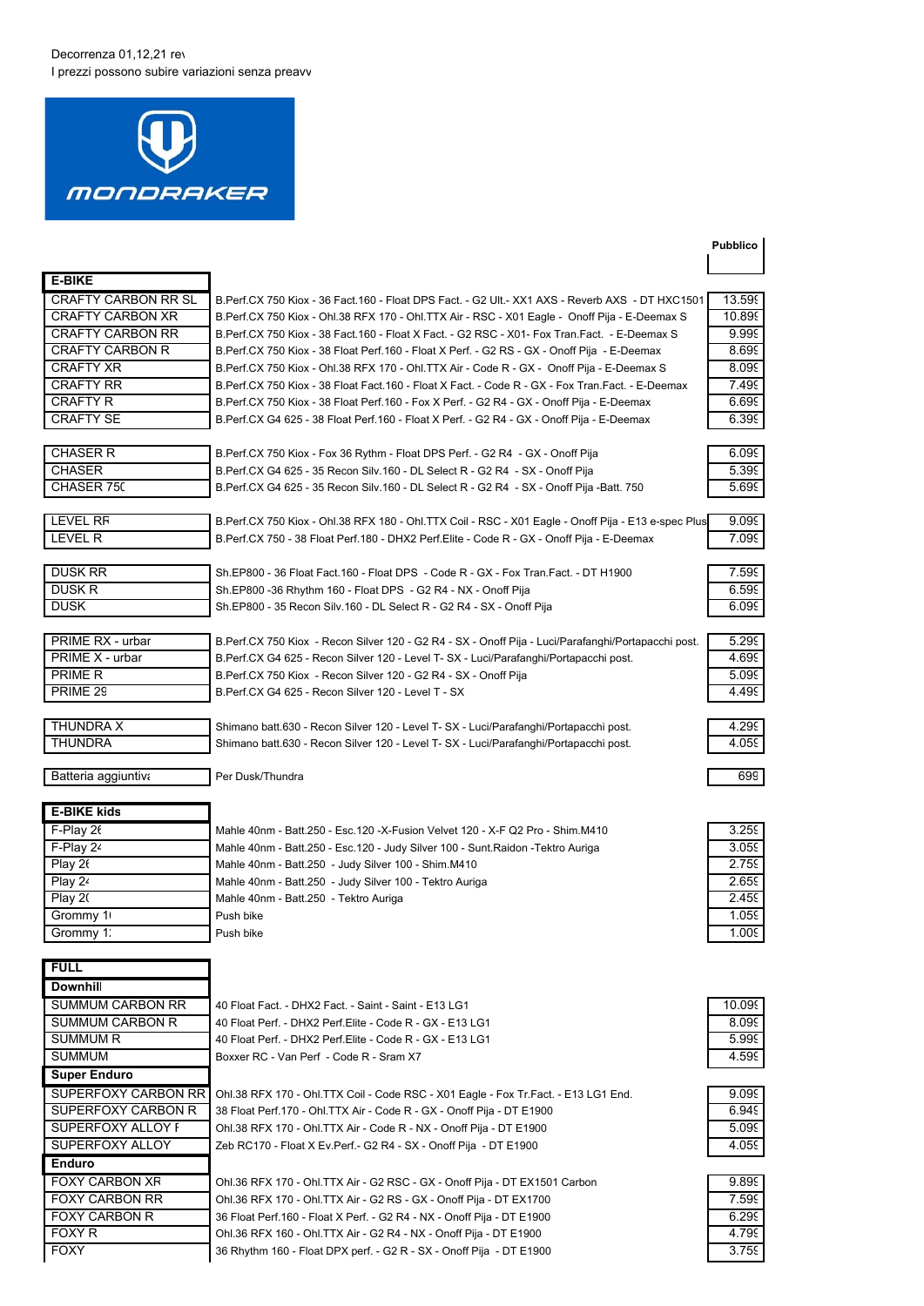Decorrenza 01,12,21 rev
I prezzi possono subire variazioni senza preavv

MONDRAKER

| | | Pubblico |
|---|---|---|
| **E-BIKE** | | |
| CRAFTY CARBON RR SL | B.Perf.CX 750 Kiox - 36 Fact.160 - Float DPS Fact. - G2 Ult.- XX1 AXS - Reverb AXS - DT HXC1501 | 13.59 |
| CRAFTY CARBON XR | B.Perf.CX 750 Kiox - Ohl.38 RFX 170 - Ohl.TTX Air - RSC - X01 Eagle - Onoff Pija - E-Deemax S | 10.89 |
| CRAFTY CARBON RR | B.Perf.CX 750 Kiox - 38 Fact.160 - Float X Fact. - G2 RSC - X01- Fox Tran.Fact. - E-Deemax S | 9.99 |
| CRAFTY CARBON R | B.Perf.CX 750 Kiox - 38 Float Perf.160 - Float X Perf. - G2 RS - GX - Onoff Pija - E-Deemax | 8.69 |
| CRAFTY XR | B.Perf.CX 750 Kiox - Ohl.38 RFX 170 - Ohl.TTX Air - Code R - GX - Onoff Pija - E-Deemax S | 8.09 |
| CRAFTY RR | B.Perf.CX 750 Kiox - 38 Float Fact.160 - Float X Fact. - Code R - GX - Fox Tran.Fact. - E-Deemax | 7.49 |
| CRAFTY R | B.Perf.CX 750 Kiox - 38 Float Perf.160 - Fox X Perf. - G2 R4 - GX - Onoff Pija - E-Deemax | 6.69 |
| CRAFTY SE | B.Perf.CX G4 625 - 38 Float Perf.160 - Float X Perf. - G2 R4 - GX - Onoff Pija - E-Deemax | 6.39 |
| | | |
| CHASER R | B.Perf.CX 750 Kiox - Fox 36 Rythm - Float DPS Perf. - G2 R4 - GX - Onoff Pija | 6.09 |
| CHASER | B.Perf.CX G4 625 - 35 Recon Silv.160 - DL Select R - G2 R4 - SX - Onoff Pija | 5.39 |
| CHASER 75( | B.Perf.CX G4 625 - 35 Recon Silv.160 - DL Select R - G2 R4 - SX - Onoff Pija -Batt. 750 | 5.69 |
| | | |
| LEVEL RR | B.Perf.CX 750 Kiox - Ohl.38 RFX 180 - Ohl.TTX Coil - RSC - X01 Eagle - Onoff Pija - E13 e-spec Plus | 9.09 |
| LEVEL R | B.Perf.CX 750 - 38 Float Perf.180 - DHX2 Perf.Elite - Code R - GX - Onoff Pija - E-Deemax | 7.09 |
| | | |
| DUSK RR | Sh.EP800 - 36 Float Fact.160 - Float DPS - Code R - GX - Fox Tran.Fact. - DT H1900 | 7.59 |
| DUSK R | Sh.EP800 -36 Rhythm 160 - Float DPS - G2 R4 - NX - Onoff Pija | 6.59 |
| DUSK | Sh.EP800 - 35 Recon Silv.160 - DL Select R - G2 R4 - SX - Onoff Pija | 6.09 |
| | | |
| PRIME RX - urbar | B.Perf.CX 750 Kiox - Recon Silver 120 - G2 R4 - SX - Onoff Pija - Luci/Parafanghi/Portapacchi post. | 5.29 |
| PRIME X - urbar | B.Perf.CX G4 625 - Recon Silver 120 - Level T- SX - Luci/Parafanghi/Portapacchi post. | 4.69 |
| PRIME R | B.Perf.CX 750 Kiox - Recon Silver 120 - G2 R4 - SX - Onoff Pija | 5.09 |
| PRIME 29 | B.Perf.CX G4 625 - Recon Silver 120 - Level T - SX | 4.49 |
| | | |
| THUNDRA X | Shimano batt.630 - Recon Silver 120 - Level T- SX - Luci/Parafanghi/Portapacchi post. | 4.29 |
| THUNDRA | Shimano batt.630 - Recon Silver 120 - Level T- SX - Luci/Parafanghi/Portapacchi post. | 4.05 |
| | | |
| Batteria aggiuntiva | Per Dusk/Thundra | 699 |
| | | |
| **E-BIKE kids** | | |
| F-Play 26 | Mahle 40nm - Batt.250 - Esc.120 -X-Fusion Velvet 120 - X-F Q2 Pro - Shim.M410 | 3.25 |
| F-Play 24 | Mahle 40nm - Batt.250 - Esc.120 - Judy Silver 100 - Sunt.Raidon -Tektro Auriga | 3.05 |
| Play 26 | Mahle 40nm - Batt.250 - Judy Silver 100 - Shim.M410 | 2.75 |
| Play 24 | Mahle 40nm - Batt.250 - Judy Silver 100 - Tektro Auriga | 2.65 |
| Play 20 | Mahle 40nm - Batt.250 - Tektro Auriga | 2.45 |
| Grommy 16 | Push bike | 1.05 |
| Grommy 12 | Push bike | 1.00 |
| | | |
| **FULL** | | |
| **Downhill** | | |
| SUMMUM CARBON RR | 40 Float Fact. - DHX2 Fact. - Saint - Saint - E13 LG1 | 10.09 |
| SUMMUM CARBON R | 40 Float Perf. - DHX2 Perf.Elite - Code R - GX - E13 LG1 | 8.09 |
| SUMMUM R | 40 Float Perf. - DHX2 Perf.Elite - Code R - GX - E13 LG1 | 5.99 |
| SUMMUM | Boxxer RC - Van Perf - Code R - Sram X7 | 4.59 |
| **Super Enduro** | | |
| SUPERFOXY CARBON RR | Ohl.38 RFX 170 - Ohl.TTX Coil - Code RSC - X01 Eagle - Fox Tr.Fact. - E13 LG1 End. | 9.09 |
| SUPERFOXY CARBON R | 38 Float Perf.170 - Ohl.TTX Air - Code R - GX - Onoff Pija - DT E1900 | 6.94 |
| SUPERFOXY ALLOY R | Ohl.38 RFX 170 - Ohl.TTX Air - Code R - NX - Onoff Pija - DT E1900 | 5.09 |
| SUPERFOXY ALLOY | Zeb RC170 - Float X Ev.Perf.- G2 R4 - SX - Onoff Pija - DT E1900 | 4.05 |
| **Enduro** | | |
| FOXY CARBON XR | Ohl.36 RFX 170 - Ohl.TTX Air - G2 RSC - GX - Onoff Pija - DT EX1501 Carbon | 9.89 |
| FOXY CARBON RR | Ohl.36 RFX 170 - Ohl.TTX Air - G2 RS - GX - Onoff Pija - DT EX1700 | 7.59 |
| FOXY CARBON R | 36 Float Perf.160 - Float X Perf. - G2 R4 - NX - Onoff Pija - DT E1900 | 6.29 |
| FOXY R | Ohl.36 RFX 160 - Ohl.TTX Air - G2 R4 - NX - Onoff Pija - DT E1900 | 4.79 |
| FOXY | 36 Rhythm 160 - Float DPX perf. - G2 R - SX - Onoff Pija - DT E1900 | 3.75 |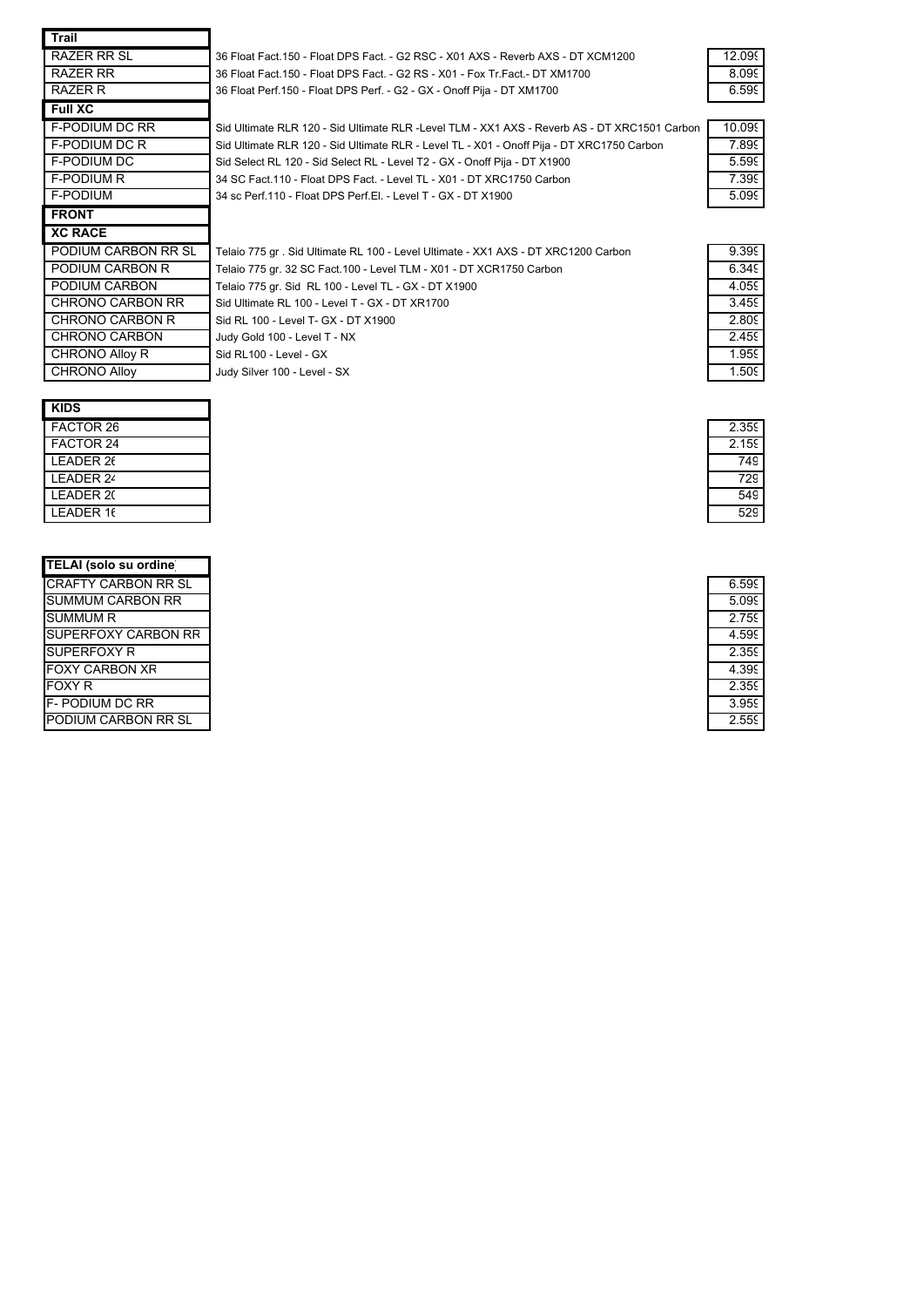| | | |
|---|---|---|
| **Trail** | | |
| RAZER RR SL | 36 Float Fact.150 - Float DPS Fact. - G2 RSC - X01 AXS - Reverb AXS - DT XCM1200 | 12.09( |
| RAZER RR | 36 Float Fact.150 - Float DPS Fact. - G2 RS - X01 - Fox Tr.Fact.- DT XM1700 | 8.09( |
| RAZER R | 36 Float Perf.150 - Float DPS Perf. - G2 - GX - Onoff Pija - DT XM1700 | 6.59( |
| **Full XC** | | |
| F-PODIUM DC RR | Sid Ultimate RLR 120 - Sid Ultimate RLR -Level TLM - XX1 AXS - Reverb AS - DT XRC1501 Carbon | 10.09( |
| F-PODIUM DC R | Sid Ultimate RLR 120 - Sid Ultimate RLR - Level TL - X01 - Onoff Pija - DT XRC1750 Carbon | 7.89( |
| F-PODIUM DC | Sid Select RL 120 - Sid Select RL - Level T2 - GX - Onoff Pija - DT X1900 | 5.59( |
| F-PODIUM R | 34 SC Fact.110 - Float DPS Fact. - Level TL - X01 - DT XRC1750 Carbon | 7.39( |
| F-PODIUM | 34 sc Perf.110 - Float DPS Perf.El. - Level T - GX - DT X1900 | 5.09( |
| **FRONT** | | |
| **XC RACE** | | |
| PODIUM CARBON RR SL | Telaio 775 gr . Sid Ultimate RL 100 - Level Ultimate - XX1 AXS - DT XRC1200 Carbon | 9.39( |
| PODIUM CARBON R | Telaio 775 gr. 32 SC Fact.100 - Level TLM - X01 - DT XCR1750 Carbon | 6.34( |
| PODIUM CARBON | Telaio 775 gr. Sid RL 100 - Level TL - GX - DT X1900 | 4.05( |
| CHRONO CARBON RR | Sid Ultimate RL 100 - Level T - GX - DT XR1700 | 3.45( |
| CHRONO CARBON R | Sid RL 100 - Level T- GX - DT X1900 | 2.80( |
| CHRONO CARBON | Judy Gold 100 - Level T - NX | 2.45( |
| CHRONO Alloy R | Sid RL100 - Level - GX | 1.95( |
| CHRONO Alloy | Judy Silver 100 - Level - SX | 1.50( |

| | |
|---|---|
| **KIDS** | |
| FACTOR 26 | 2.35( |
| FACTOR 24 | 2.15( |
| LEADER 26 | 749 |
| LEADER 24 | 729 |
| LEADER 20 | 549 |
| LEADER 16 | 529 |

| | |
|---|---|
| **TELAI (solo su ordine)** | |
| CRAFTY CARBON RR SL | 6.59( |
| SUMMUM CARBON RR | 5.09( |
| SUMMUM R | 2.75( |
| SUPERFOXY CARBON RR | 4.59( |
| SUPERFOXY R | 2.35( |
| FOXY CARBON XR | 4.39( |
| FOXY R | 2.35( |
| F- PODIUM DC RR | 3.95( |
| PODIUM CARBON RR SL | 2.55( |